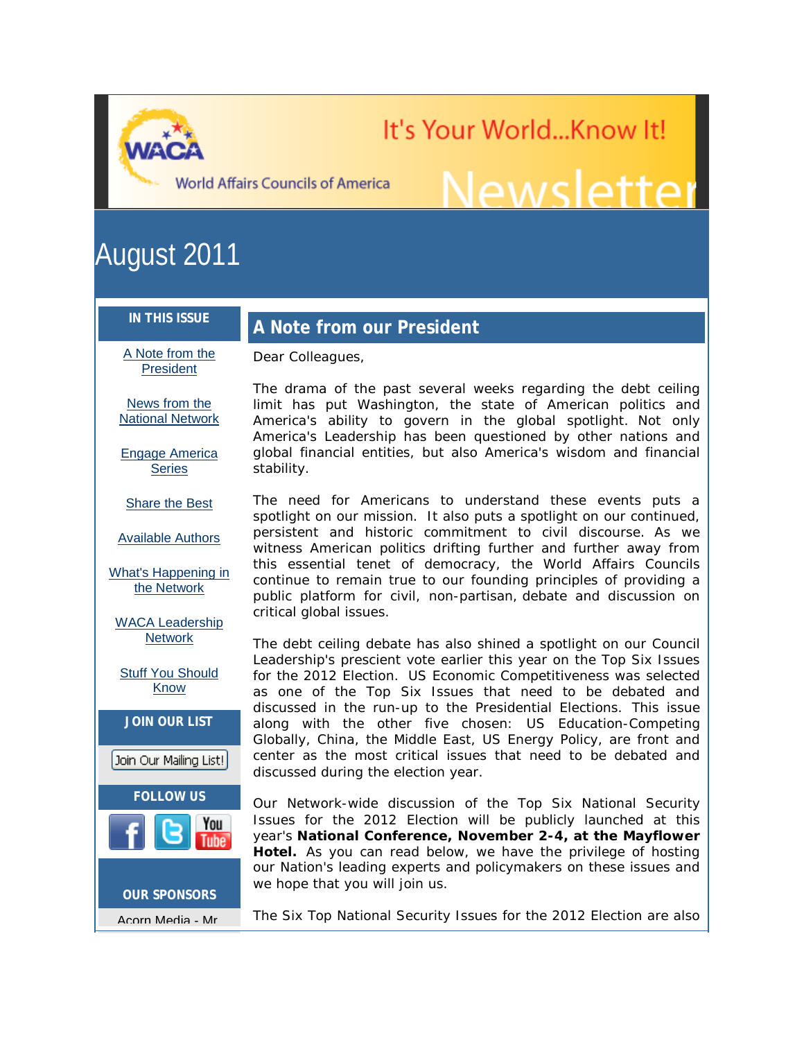WACA

World Affairs Councils of America

It's Your World...Know It!

Newsletter

# August 2011

**IN THIS ISSUE**

- A Note from the President
- News from the National Network
- Engage America Series
- Share the Best
- Available Authors
- What's Happening in the Network
- WACA Leadership Network
- Stuff You Should Know

**JOIN OUR LIST**

Join Our Mailing List!

**FOLLOW US**

**OUR SPONSORS**

Acorn Media - Mr

## A Note from our President

Dear Colleagues,

The drama of the past several weeks regarding the debt ceiling limit has put Washington, the state of American politics and America's ability to govern in the global spotlight. Not only America's Leadership has been questioned by other nations and global financial entities, but also America's wisdom and financial stability.

The need for Americans to understand these events puts a spotlight on our mission. It also puts a spotlight on our continued, persistent and historic commitment to civil discourse. As we witness American politics drifting further and further away from this essential tenet of democracy, the World Affairs Councils continue to remain true to our founding principles of providing a public platform for civil, non-partisan, debate and discussion on critical global issues.

The debt ceiling debate has also shined a spotlight on our Council Leadership's prescient vote earlier this year on the Top Six Issues for the 2012 Election. US Economic Competitiveness was selected as one of the Top Six Issues that need to be debated and discussed in the run-up to the Presidential Elections. This issue along with the other five chosen: US Education-Competing Globally, China, the Middle East, US Energy Policy, are front and center as the most critical issues that need to be debated and discussed during the election year.

Our Network-wide discussion of the Top Six National Security Issues for the 2012 Election will be publicly launched at this year's **National Conference, November 2-4, at the Mayflower Hotel.** As you can read below, we have the privilege of hosting our Nation's leading experts and policymakers on these issues and we hope that you will join us.

The Six Top National Security Issues for the 2012 Election are also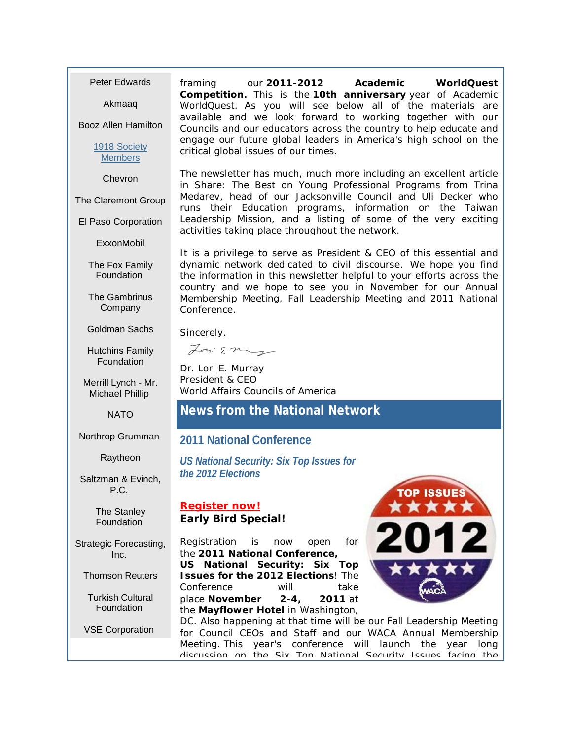Peter Edwards

Akmaaq

Booz Allen Hamilton

1918 Society Members

Chevron

The Claremont Group

El Paso Corporation

ExxonMobil

The Fox Family Foundation

The Gambrinus Company

Goldman Sachs

Hutchins Family Foundation

Merrill Lynch - Mr. Michael Phillip

NATO

Northrop Grumman

Raytheon

Saltzman & Evinch, P.C.

The Stanley Foundation

Strategic Forecasting, Inc.

Thomson Reuters

Turkish Cultural Foundation

VSE Corporation

framing our **2011-2012 Academic WorldQuest Competition.** This is the **10th anniversary** year of Academic WorldQuest. As you will see below all of the materials are available and we look forward to working together with our Councils and our educators across the country to help educate and engage our future global leaders in America's high school on the critical global issues of our times.

The newsletter has much, much more including an excellent article in Share: The Best on Young Professional Programs from Trina Medarev, head of our Jacksonville Council and Uli Decker who runs their Education programs, information on the Taiwan Leadership Mission, and a listing of some of the very exciting activities taking place throughout the network.

It is a privilege to serve as President & CEO of this essential and dynamic network dedicated to civil discourse. We hope you find the information in this newsletter helpful to your efforts across the country and we hope to see you in November for our Annual Membership Meeting, Fall Leadership Meeting and 2011 National Conference.

Sincerely,

Dr. Lori E. Murray
President & CEO
World Affairs Councils of America

## News from the National Network

### 2011 National Conference

***US National Security: Six Top Issues for the 2012 Elections***

**Register now!**
**Early Bird Special!**

Registration is now open for the **2011 National Conference, US National Security: Six Top Issues for the 2012 Elections**! The Conference will take place **November 2-4, 2011** at the **Mayflower Hotel** in Washington, DC. Also happening at that time will be our Fall Leadership Meeting for Council CEOs and Staff and our WACA Annual Membership Meeting. This year's conference will launch the year long discussion on the Six Top National Security Issues facing the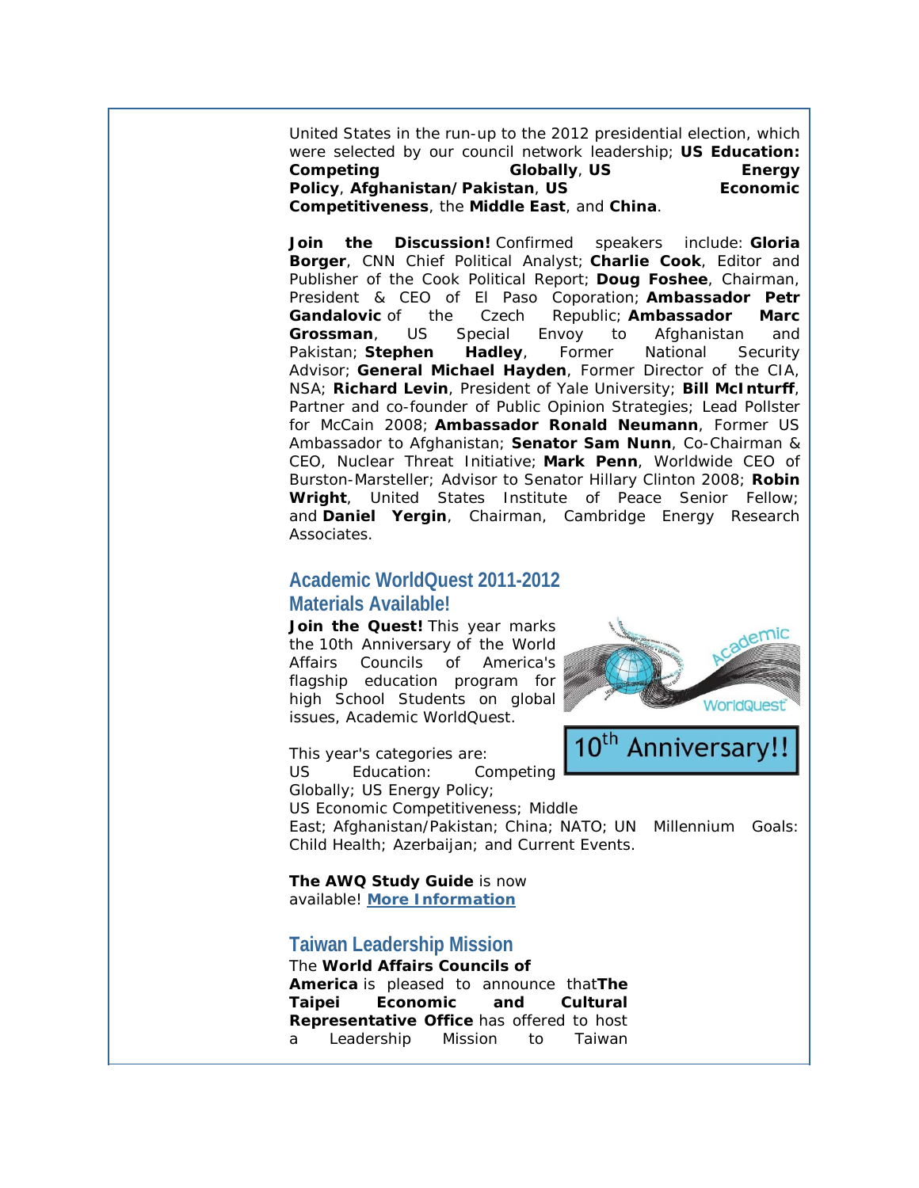United States in the run-up to the 2012 presidential election, which were selected by our council network leadership; **US Education: Competing Globally**, **US Energy Policy**, **Afghanistan/Pakistan**, **US Economic Competitiveness**, the **Middle East**, and **China**.

**Join the Discussion!** Confirmed speakers include: **Gloria Borger**, CNN Chief Political Analyst; **Charlie Cook**, Editor and Publisher of the Cook Political Report; **Doug Foshee**, Chairman, President & CEO of El Paso Coporation; **Ambassador Petr Gandalovic** of the Czech Republic; **Ambassador Marc Grossman**, US Special Envoy to Afghanistan and Pakistan; **Stephen Hadley**, Former National Security Advisor; **General Michael Hayden**, Former Director of the CIA, NSA; **Richard Levin**, President of Yale University; **Bill McInturff**, Partner and co-founder of Public Opinion Strategies; Lead Pollster for McCain 2008; **Ambassador Ronald Neumann**, Former US Ambassador to Afghanistan; **Senator Sam Nunn**, Co-Chairman & CEO, Nuclear Threat Initiative; **Mark Penn**, Worldwide CEO of Burston-Marsteller; Advisor to Senator Hillary Clinton 2008; **Robin Wright**, United States Institute of Peace Senior Fellow; and **Daniel Yergin**, Chairman, Cambridge Energy Research Associates.

## Academic WorldQuest 2011-2012 Materials Available!

**Join the Quest!** This year marks the 10th Anniversary of the World Affairs Councils of America's flagship education program for high School Students on global issues, Academic WorldQuest.

Academic WorldQuest

10th Anniversary!!

This year's categories are:
US Education: Competing Globally; US Energy Policy;
US Economic Competitiveness; Middle East; Afghanistan/Pakistan; China; NATO; UN Millennium Goals: Child Health; Azerbaijan; and Current Events.

**The AWQ Study Guide** is now available! **More Information**

## Taiwan Leadership Mission

The **World Affairs Councils of America** is pleased to announce that**The Taipei Economic and Cultural Representative Office** has offered to host a Leadership Mission to Taiwan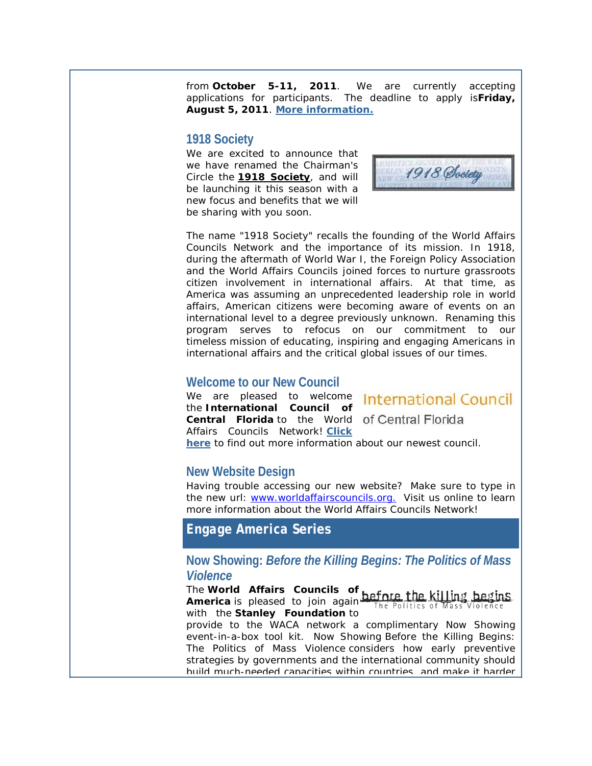from **October 5-11, 2011**. We are currently accepting applications for participants. The deadline to apply is **Friday, August 5, 2011**. **More information.**

## 1918 Society

We are excited to announce that we have renamed the Chairman's Circle the **1918 Society**, and will be launching it this season with a new focus and benefits that we will be sharing with you soon.

The name "1918 Society" recalls the founding of the World Affairs Councils Network and the importance of its mission. In 1918, during the aftermath of World War I, the Foreign Policy Association and the World Affairs Councils joined forces to nurture grassroots citizen involvement in international affairs. At that time, as America was assuming an unprecedented leadership role in world affairs, American citizens were becoming aware of events on an international level to a degree previously unknown. Renaming this program serves to refocus on our commitment to our timeless mission of educating, inspiring and engaging Americans in international affairs and the critical global issues of our times.

## Welcome to our New Council

We are pleased to welcome the **International Council of Central Florida** to the World Affairs Councils Network! **Click here** to find out more information about our newest council.

## New Website Design

Having trouble accessing our new website? Make sure to type in the new url: www.worldaffairscouncils.org. Visit us online to learn more information about the World Affairs Councils Network!

# Engage America Series

## Now Showing: *Before the Killing Begins: The Politics of Mass Violence*

The **World Affairs Councils of America** is pleased to join again with the **Stanley Foundation** to provide to the WACA network a complimentary Now Showing event-in-a-box tool kit. Now Showing Before the Killing Begins: The Politics of Mass Violence considers how early preventive strategies by governments and the international community should build much-needed capacities within countries, and make it harder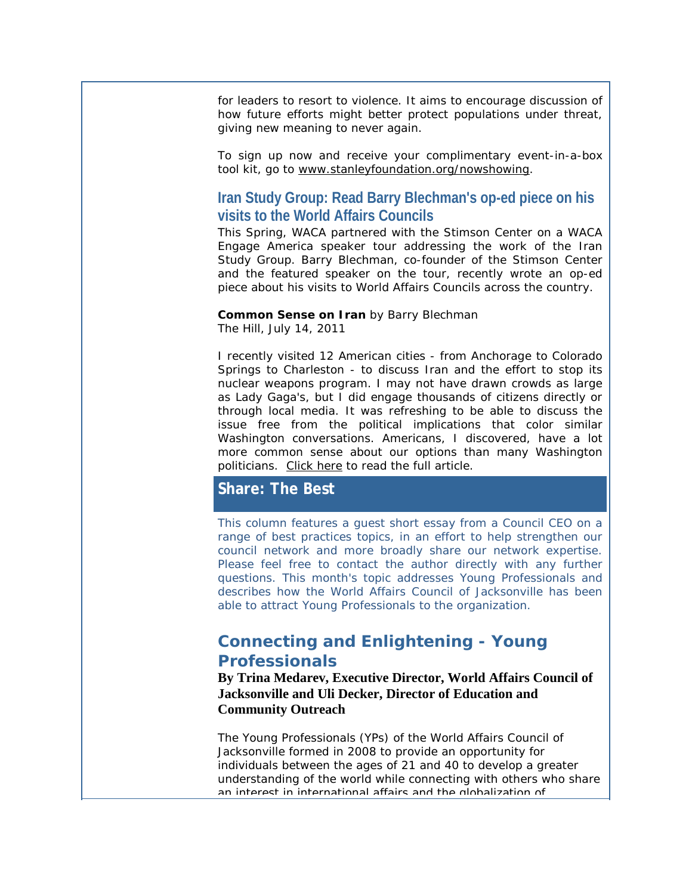for leaders to resort to violence. It aims to encourage discussion of how future efforts might better protect populations under threat, giving new meaning to never again.

To sign up now and receive your complimentary event-in-a-box tool kit, go to www.stanleyfoundation.org/nowshowing.

### Iran Study Group: Read Barry Blechman's op-ed piece on his visits to the World Affairs Councils

This Spring, WACA partnered with the Stimson Center on a WACA Engage America speaker tour addressing the work of the Iran Study Group. Barry Blechman, co-founder of the Stimson Center and the featured speaker on the tour, recently wrote an op-ed piece about his visits to World Affairs Councils across the country.

**Common Sense on Iran** by Barry Blechman
The Hill, July 14, 2011

I recently visited 12 American cities - from Anchorage to Colorado Springs to Charleston - to discuss Iran and the effort to stop its nuclear weapons program. I may not have drawn crowds as large as Lady Gaga's, but I did engage thousands of citizens directly or through local media. It was refreshing to be able to discuss the issue free from the political implications that color similar Washington conversations. Americans, I discovered, have a lot more common sense about our options than many Washington politicians. Click here to read the full article.

## Share: The Best

This column features a guest short essay from a Council CEO on a range of best practices topics, in an effort to help strengthen our council network and more broadly share our network expertise. Please feel free to contact the author directly with any further questions. This month's topic addresses Young Professionals and describes how the World Affairs Council of Jacksonville has been able to attract Young Professionals to the organization.

### Connecting and Enlightening - Young Professionals

**By Trina Medarev, Executive Director, World Affairs Council of Jacksonville and Uli Decker, Director of Education and Community Outreach**

The Young Professionals (YPs) of the World Affairs Council of Jacksonville formed in 2008 to provide an opportunity for individuals between the ages of 21 and 40 to develop a greater understanding of the world while connecting with others who share an interest in international affairs and the globalization of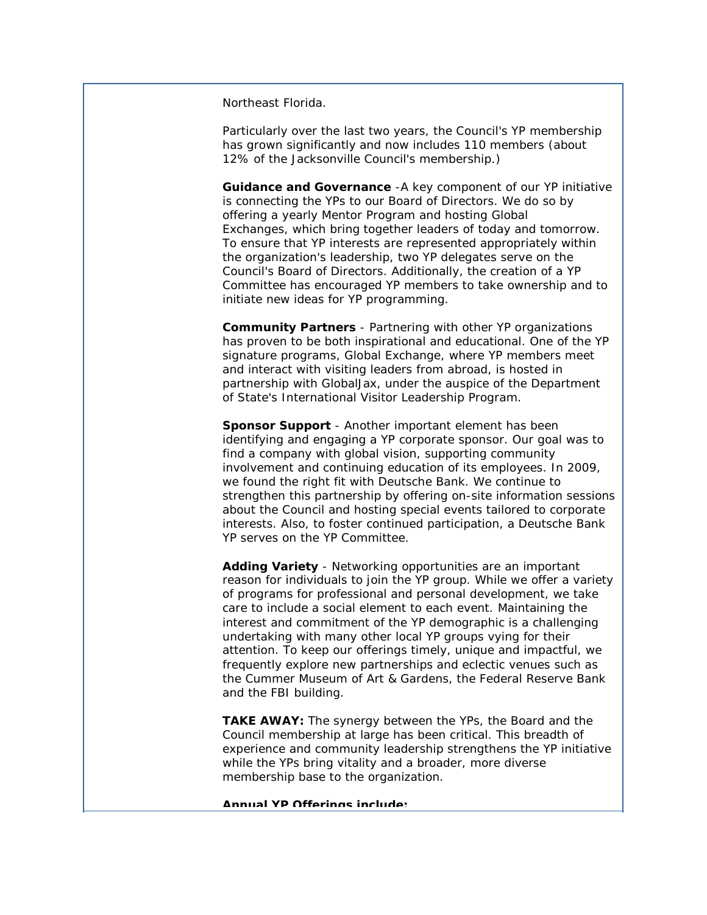Northeast Florida.

Particularly over the last two years, the Council's YP membership has grown significantly and now includes 110 members (about 12% of the Jacksonville Council's membership.)

**Guidance and Governance** -A key component of our YP initiative is connecting the YPs to our Board of Directors. We do so by offering a yearly Mentor Program and hosting Global Exchanges, which bring together leaders of today and tomorrow. To ensure that YP interests are represented appropriately within the organization's leadership, two YP delegates serve on the Council's Board of Directors. Additionally, the creation of a YP Committee has encouraged YP members to take ownership and to initiate new ideas for YP programming.

**Community Partners** - Partnering with other YP organizations has proven to be both inspirational and educational. One of the YP signature programs, Global Exchange, where YP members meet and interact with visiting leaders from abroad, is hosted in partnership with GlobalJax, under the auspice of the Department of State's International Visitor Leadership Program.

**Sponsor Support** - Another important element has been identifying and engaging a YP corporate sponsor. Our goal was to find a company with global vision, supporting community involvement and continuing education of its employees. In 2009, we found the right fit with Deutsche Bank. We continue to strengthen this partnership by offering on-site information sessions about the Council and hosting special events tailored to corporate interests. Also, to foster continued participation, a Deutsche Bank YP serves on the YP Committee.

**Adding Variety** - Networking opportunities are an important reason for individuals to join the YP group. While we offer a variety of programs for professional and personal development, we take care to include a social element to each event. Maintaining the interest and commitment of the YP demographic is a challenging undertaking with many other local YP groups vying for their attention. To keep our offerings timely, unique and impactful, we frequently explore new partnerships and eclectic venues such as the Cummer Museum of Art & Gardens, the Federal Reserve Bank and the FBI building.

**TAKE AWAY:** The synergy between the YPs, the Board and the Council membership at large has been critical. This breadth of experience and community leadership strengthens the YP initiative while the YPs bring vitality and a broader, more diverse membership base to the organization.

**Annual YP Offerings include:**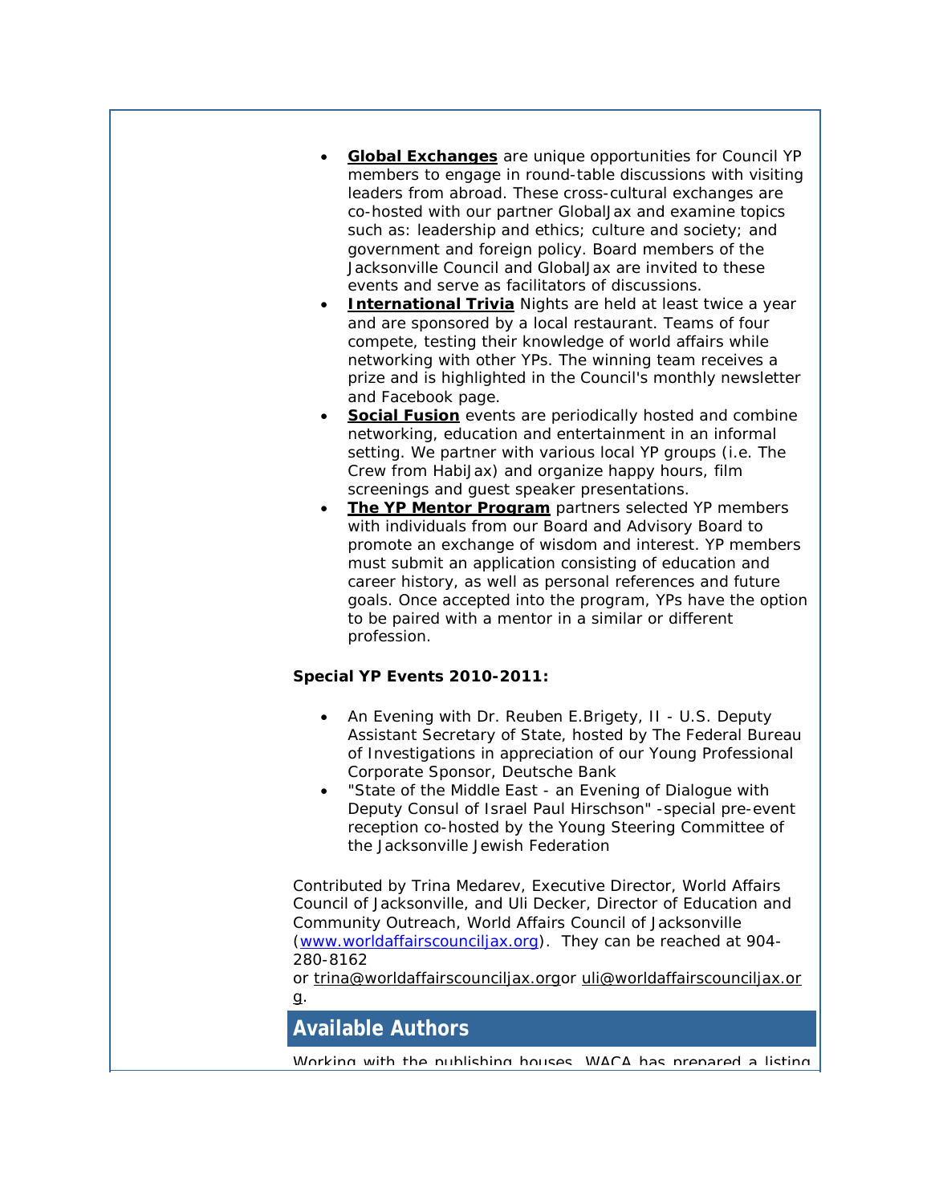- **Global Exchanges** are unique opportunities for Council YP members to engage in round-table discussions with visiting leaders from abroad. These cross-cultural exchanges are co-hosted with our partner GlobalJax and examine topics such as: leadership and ethics; culture and society; and government and foreign policy. Board members of the Jacksonville Council and GlobalJax are invited to these events and serve as facilitators of discussions.
- **International Trivia** Nights are held at least twice a year and are sponsored by a local restaurant. Teams of four compete, testing their knowledge of world affairs while networking with other YPs. The winning team receives a prize and is highlighted in the Council's monthly newsletter and Facebook page.
- **Social Fusion** events are periodically hosted and combine networking, education and entertainment in an informal setting. We partner with various local YP groups (i.e. The Crew from HabiJax) and organize happy hours, film screenings and guest speaker presentations.
- **The YP Mentor Program** partners selected YP members with individuals from our Board and Advisory Board to promote an exchange of wisdom and interest. YP members must submit an application consisting of education and career history, as well as personal references and future goals. Once accepted into the program, YPs have the option to be paired with a mentor in a similar or different profession.

**Special YP Events 2010-2011:**

- An Evening with Dr. Reuben E.Brigety, II - U.S. Deputy Assistant Secretary of State, hosted by The Federal Bureau of Investigations in appreciation of our Young Professional Corporate Sponsor, Deutsche Bank
- "State of the Middle East - an Evening of Dialogue with Deputy Consul of Israel Paul Hirschson" -special pre-event reception co-hosted by the Young Steering Committee of the Jacksonville Jewish Federation

Contributed by Trina Medarev, Executive Director, World Affairs Council of Jacksonville, and Uli Decker, Director of Education and Community Outreach, World Affairs Council of Jacksonville (www.worldaffairscounciljax.org). They can be reached at 904-280-8162 or trina@worldaffairscounciljax.orgor uli@worldaffairscounciljax.org.

## Available Authors

Working with the publishing houses, WACA has prepared a listing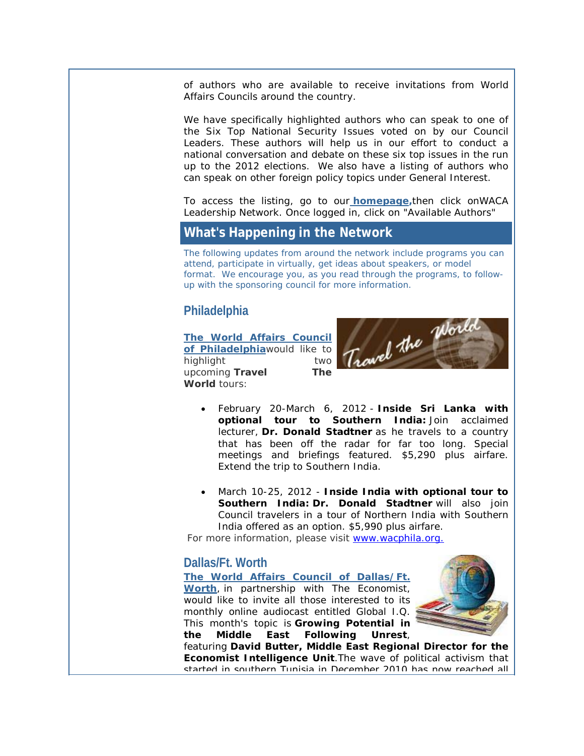of authors who are available to receive invitations from World Affairs Councils around the country.

We have specifically highlighted authors who can speak to one of the Six Top National Security Issues voted on by our Council Leaders. These authors will help us in our effort to conduct a national conversation and debate on these six top issues in the run up to the 2012 elections. We also have a listing of authors who can speak on other foreign policy topics under General Interest.

To access the listing, go to our **homepage,** then click on WACA Leadership Network. Once logged in, click on "Available Authors"

## What's Happening in the Network

The following updates from around the network include programs you can attend, participate in virtually, get ideas about speakers, or model format. We encourage you, as you read through the programs, to follow-up with the sponsoring council for more information.

### Philadelphia

**The World Affairs Council of Philadelphia** would like to highlight two upcoming **Travel The World** tours:

- February 20-March 6, 2012 - **Inside Sri Lanka with optional tour to Southern India:** Join acclaimed lecturer, **Dr. Donald Stadtner** as he travels to a country that has been off the radar for far too long. Special meetings and briefings featured. $5,290 plus airfare. Extend the trip to Southern India.

- March 10-25, 2012 - **Inside India with optional tour to Southern India: Dr. Donald Stadtner** will also join Council travelers in a tour of Northern India with Southern India offered as an option. $5,990 plus airfare.

For more information, please visit www.wacphila.org.

### Dallas/Ft. Worth

**The World Affairs Council of Dallas/Ft. Worth**, in partnership with The Economist, would like to invite all those interested to its monthly online audiocast entitled Global I.Q. This month's topic is **Growing Potential in the Middle East Following Unrest**, featuring **David Butter, Middle East Regional Director for the Economist Intelligence Unit**. The wave of political activism that started in southern Tunisia in December 2010 has now reached all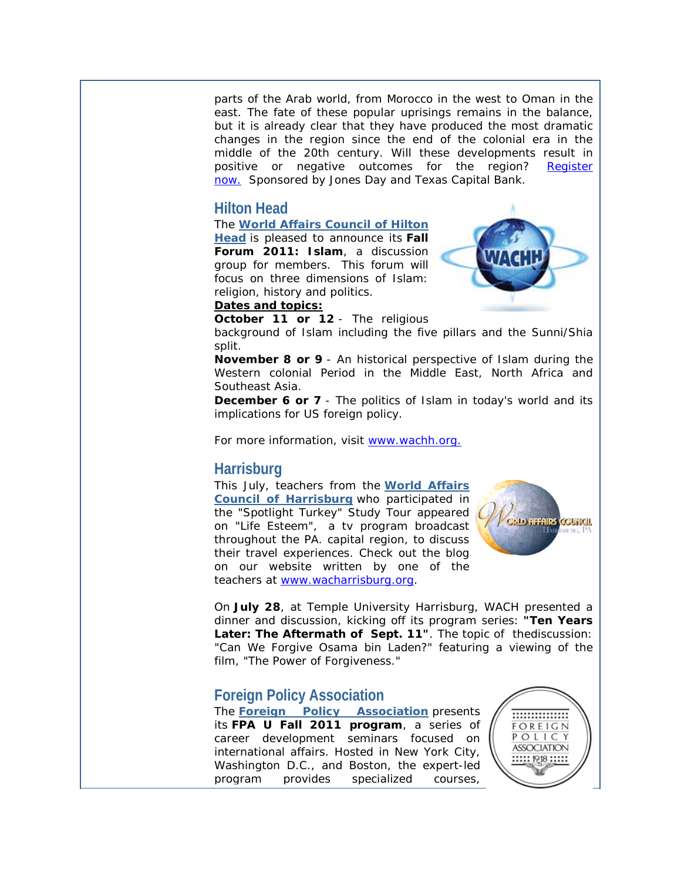parts of the Arab world, from Morocco in the west to Oman in the east. The fate of these popular uprisings remains in the balance, but it is already clear that they have produced the most dramatic changes in the region since the end of the colonial era in the middle of the 20th century. Will these developments result in positive or negative outcomes for the region? Register now. Sponsored by Jones Day and Texas Capital Bank.

## Hilton Head

The **World Affairs Council of Hilton Head** is pleased to announce its **Fall Forum 2011: Islam**, a discussion group for members. This forum will focus on three dimensions of Islam: religion, history and politics.

**Dates and topics:**

**October 11 or 12** - The religious background of Islam including the five pillars and the Sunni/Shia split.

**November 8 or 9** - An historical perspective of Islam during the Western colonial Period in the Middle East, North Africa and Southeast Asia.

**December 6 or 7** - The politics of Islam in today's world and its implications for US foreign policy.

For more information, visit www.wachh.org.

## Harrisburg

This July, teachers from the **World Affairs Council of Harrisburg** who participated in the "Spotlight Turkey" Study Tour appeared on "Life Esteem", a tv program broadcast throughout the PA. capital region, to discuss their travel experiences. Check out the blog on our website written by one of the teachers at www.wacharrisburg.org.

On **July 28**, at Temple University Harrisburg, WACH presented a dinner and discussion, kicking off its program series: **"Ten Years Later: The Aftermath of Sept. 11"**. The topic of thediscussion: "Can We Forgive Osama bin Laden?" featuring a viewing of the film, "The Power of Forgiveness."

## Foreign Policy Association

The **Foreign Policy Association** presents its **FPA U Fall 2011 program**, a series of career development seminars focused on international affairs. Hosted in New York City, Washington D.C., and Boston, the expert-led program provides specialized courses,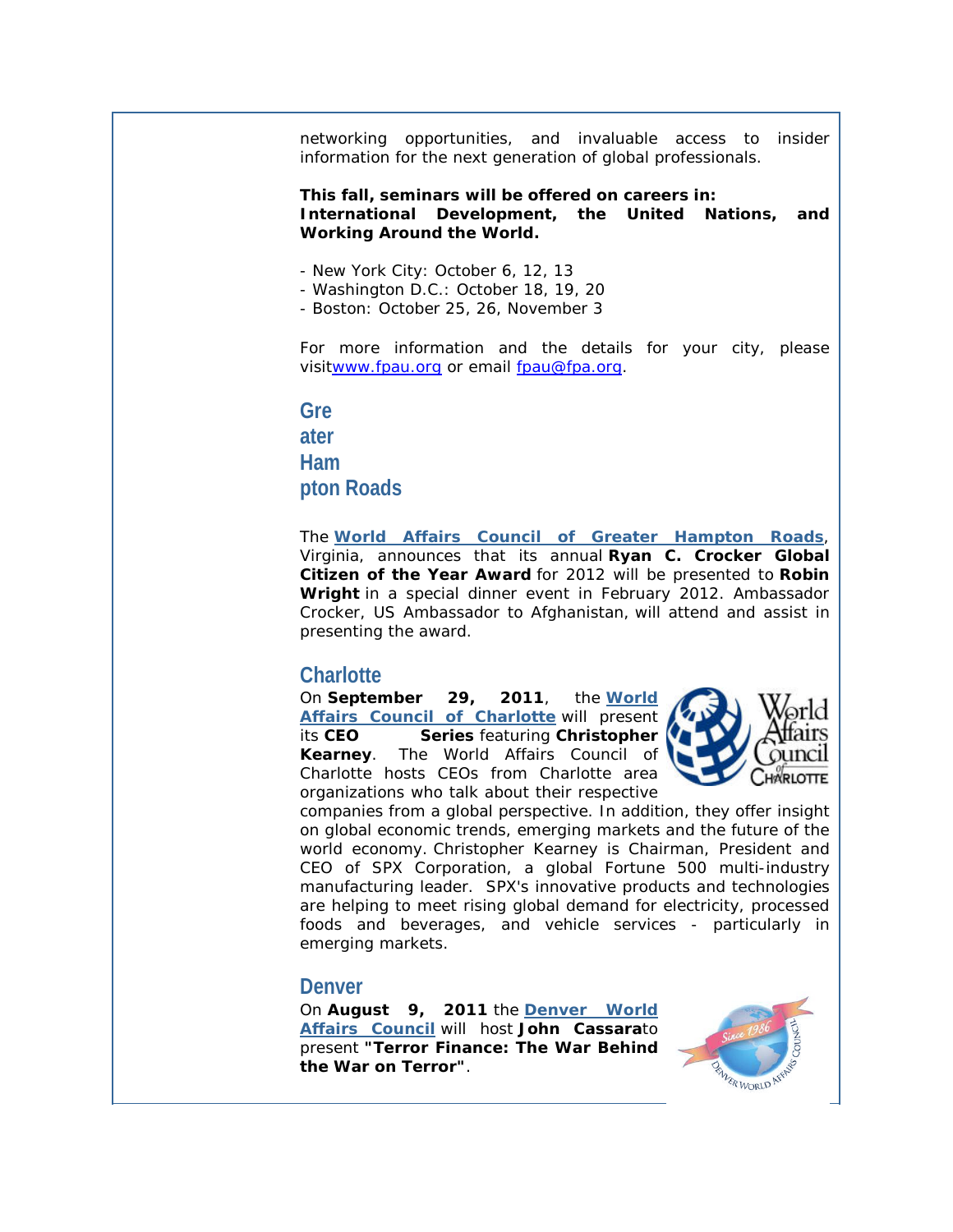networking opportunities, and invaluable access to insider information for the next generation of global professionals.

**This fall, seminars will be offered on careers in: International Development, the United Nations, and Working Around the World.**

- New York City: October 6, 12, 13
- Washington D.C.: October 18, 19, 20
- Boston: October 25, 26, November 3

For more information and the details for your city, please visitwww.fpau.org or email fpau@fpa.org.

## Greater Hampton Roads

The **World Affairs Council of Greater Hampton Roads**, Virginia, announces that its annual **Ryan C. Crocker Global Citizen of the Year Award** for 2012 will be presented to **Robin Wright** in a special dinner event in February 2012. Ambassador Crocker, US Ambassador to Afghanistan, will attend and assist in presenting the award.

## Charlotte

On **September 29, 2011**, the **World Affairs Council of Charlotte** will present its **CEO Series** featuring **Christopher Kearney**. The World Affairs Council of Charlotte hosts CEOs from Charlotte area organizations who talk about their respective companies from a global perspective. In addition, they offer insight on global economic trends, emerging markets and the future of the world economy. Christopher Kearney is Chairman, President and CEO of SPX Corporation, a global Fortune 500 multi-industry manufacturing leader. SPX's innovative products and technologies are helping to meet rising global demand for electricity, processed foods and beverages, and vehicle services - particularly in emerging markets.

## Denver

On **August 9, 2011** the **Denver World Affairs Council** will host **John Cassara**to present **"Terror Finance: The War Behind the War on Terror"**.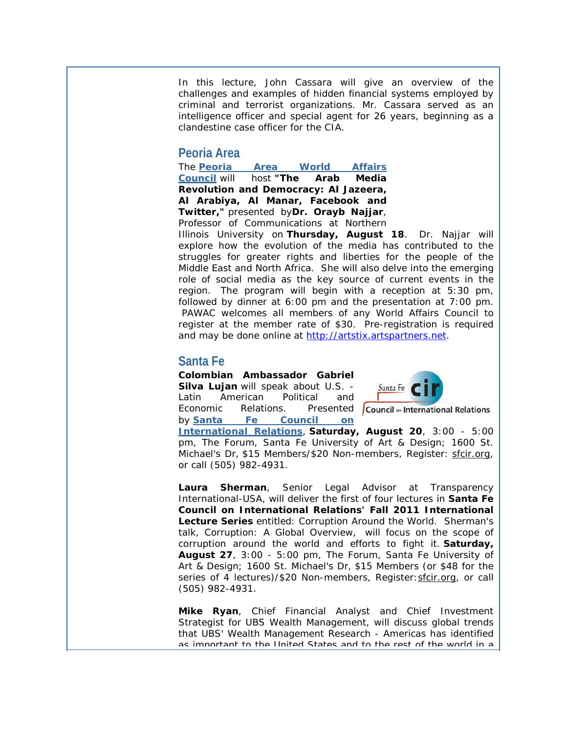In this lecture, John Cassara will give an overview of the challenges and examples of hidden financial systems employed by criminal and terrorist organizations. Mr. Cassara served as an intelligence officer and special agent for 26 years, beginning as a clandestine case officer for the CIA.

## Peoria Area

The **Peoria Area World Affairs Council** will host **"The Arab Media Revolution and Democracy: Al Jazeera, Al Arabiya, Al Manar, Facebook and Twitter,"** presented by **Dr. Orayb Najjar**, Professor of Communications at Northern Illinois University on **Thursday, August 18**. Dr. Najjar will explore how the evolution of the media has contributed to the struggles for greater rights and liberties for the people of the Middle East and North Africa. She will also delve into the emerging role of social media as the key source of current events in the region. The program will begin with a reception at 5:30 pm, followed by dinner at 6:00 pm and the presentation at 7:00 pm. PAWAC welcomes all members of any World Affairs Council to register at the member rate of $30. Pre-registration is required and may be done online at http://artstix.artspartners.net.

## Santa Fe

**Colombian Ambassador Gabriel Silva Lujan** will speak about U.S. - Latin American Political and Economic Relations. Presented by **Santa Fe Council on International Relations**, **Saturday, August 20**, 3:00 - 5:00 pm, The Forum, Santa Fe University of Art & Design; 1600 St. Michael's Dr, $15 Members/$20 Non-members, Register: sfcir.org, or call (505) 982-4931.

**Laura Sherman**, Senior Legal Advisor at Transparency International-USA, will deliver the first of four lectures in **Santa Fe Council on International Relations' Fall 2011 International Lecture Series** entitled: Corruption Around the World. Sherman's talk, Corruption: A Global Overview, will focus on the scope of corruption around the world and efforts to fight it. **Saturday, August 27**, 3:00 - 5:00 pm, The Forum, Santa Fe University of Art & Design; 1600 St. Michael's Dr, $15 Members (or $48 for the series of 4 lectures)/$20 Non-members, Register: sfcir.org, or call (505) 982-4931.

**Mike Ryan**, Chief Financial Analyst and Chief Investment Strategist for UBS Wealth Management, will discuss global trends that UBS' Wealth Management Research - Americas has identified as important to the United States and to the rest of the world in a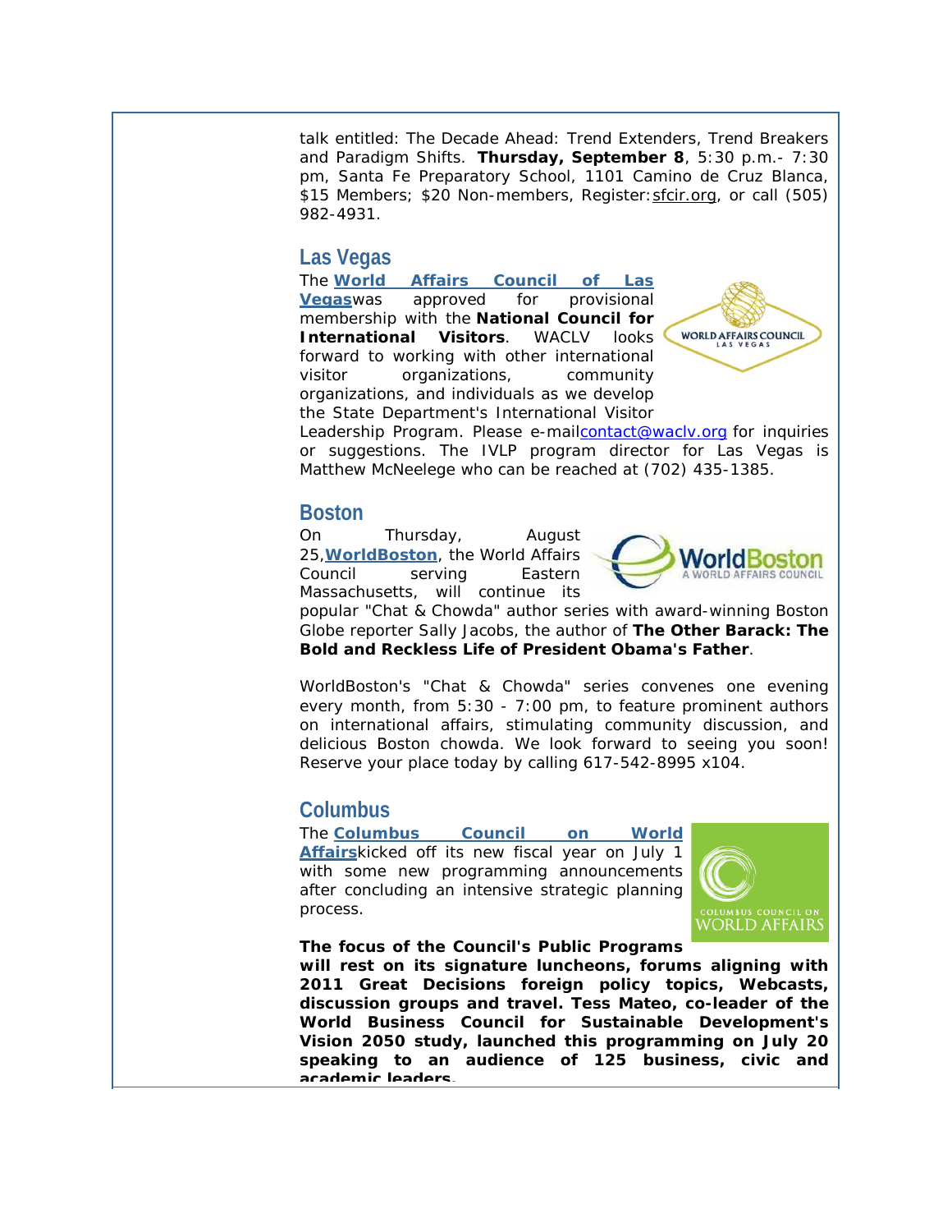talk entitled: The Decade Ahead: Trend Extenders, Trend Breakers and Paradigm Shifts. **Thursday, September 8**, 5:30 p.m.- 7:30 pm, Santa Fe Preparatory School, 1101 Camino de Cruz Blanca, $15 Members; $20 Non-members, Register: sfcir.org, or call (505) 982-4931.

## Las Vegas

The **World Affairs Council of Las Vegas**was approved for provisional membership with the **National Council for International Visitors**. WACLV looks forward to working with other international visitor organizations, community organizations, and individuals as we develop the State Department's International Visitor Leadership Program. Please e-mailcontact@waclv.org for inquiries or suggestions. The IVLP program director for Las Vegas is Matthew McNeelege who can be reached at (702) 435-1385.

## Boston

On Thursday, August 25,**WorldBoston**, the World Affairs Council serving Eastern Massachusetts, will continue its popular "Chat & Chowda" author series with award-winning Boston Globe reporter Sally Jacobs, the author of **The Other Barack: The Bold and Reckless Life of President Obama's Father**.

WorldBoston's "Chat & Chowda" series convenes one evening every month, from 5:30 - 7:00 pm, to feature prominent authors on international affairs, stimulating community discussion, and delicious Boston chowda. We look forward to seeing you soon! Reserve your place today by calling 617-542-8995 x104.

## Columbus

The **Columbus Council on World Affairs**kicked off its new fiscal year on July 1 with some new programming announcements after concluding an intensive strategic planning process.

**The focus of the Council's Public Programs will rest on its signature luncheons, forums aligning with 2011 Great Decisions foreign policy topics, Webcasts, discussion groups and travel. Tess Mateo, co-leader of the World Business Council for Sustainable Development's Vision 2050 study, launched this programming on July 20 speaking to an audience of 125 business, civic and academic leaders.**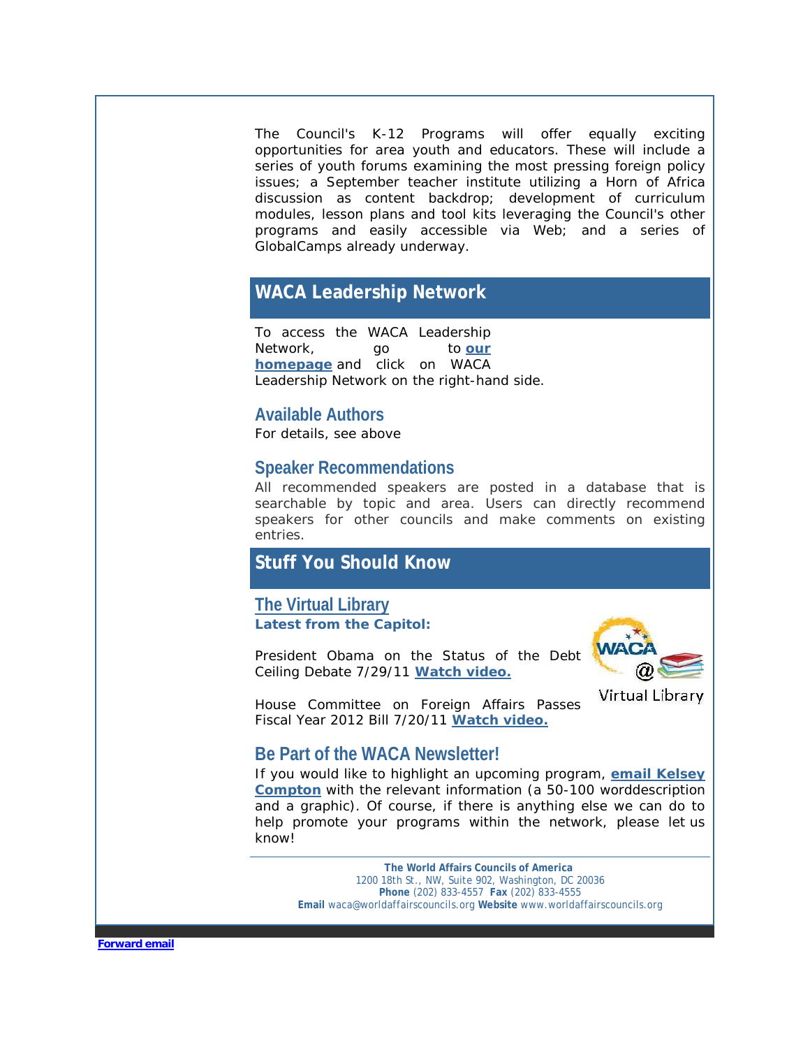The Council's K-12 Programs will offer equally exciting opportunities for area youth and educators. These will include a series of youth forums examining the most pressing foreign policy issues; a September teacher institute utilizing a Horn of Africa discussion as content backdrop; development of curriculum modules, lesson plans and tool kits leveraging the Council's other programs and easily accessible via Web; and a series of GlobalCamps already underway.

## WACA Leadership Network

To access the WACA Leadership Network, go to **our homepage** and click on WACA Leadership Network on the right-hand side.

### Available Authors

For details, see above

### Speaker Recommendations

All recommended speakers are posted in a database that is searchable by topic and area. Users can directly recommend speakers for other councils and make comments on existing entries.

## Stuff You Should Know

### The Virtual Library

**Latest from the Capitol:**

Virtual Library

President Obama on the Status of the Debt Ceiling Debate 7/29/11 **Watch video.**

House Committee on Foreign Affairs Passes Fiscal Year 2012 Bill 7/20/11 **Watch video.**

### Be Part of the WACA Newsletter!

If you would like to highlight an upcoming program, **email Kelsey Compton** with the relevant information (a 50-100 worddescription and a graphic). Of course, if there is anything else we can do to help promote your programs within the network, please let us know!

**The World Affairs Councils of America**
1200 18th St., NW, Suite 902, Washington, DC 20036
**Phone** (202) 833-4557 **Fax** (202) 833-4555
**Email** waca@worldaffairscouncils.org **Website** www.worldaffairscouncils.org

**Forward email**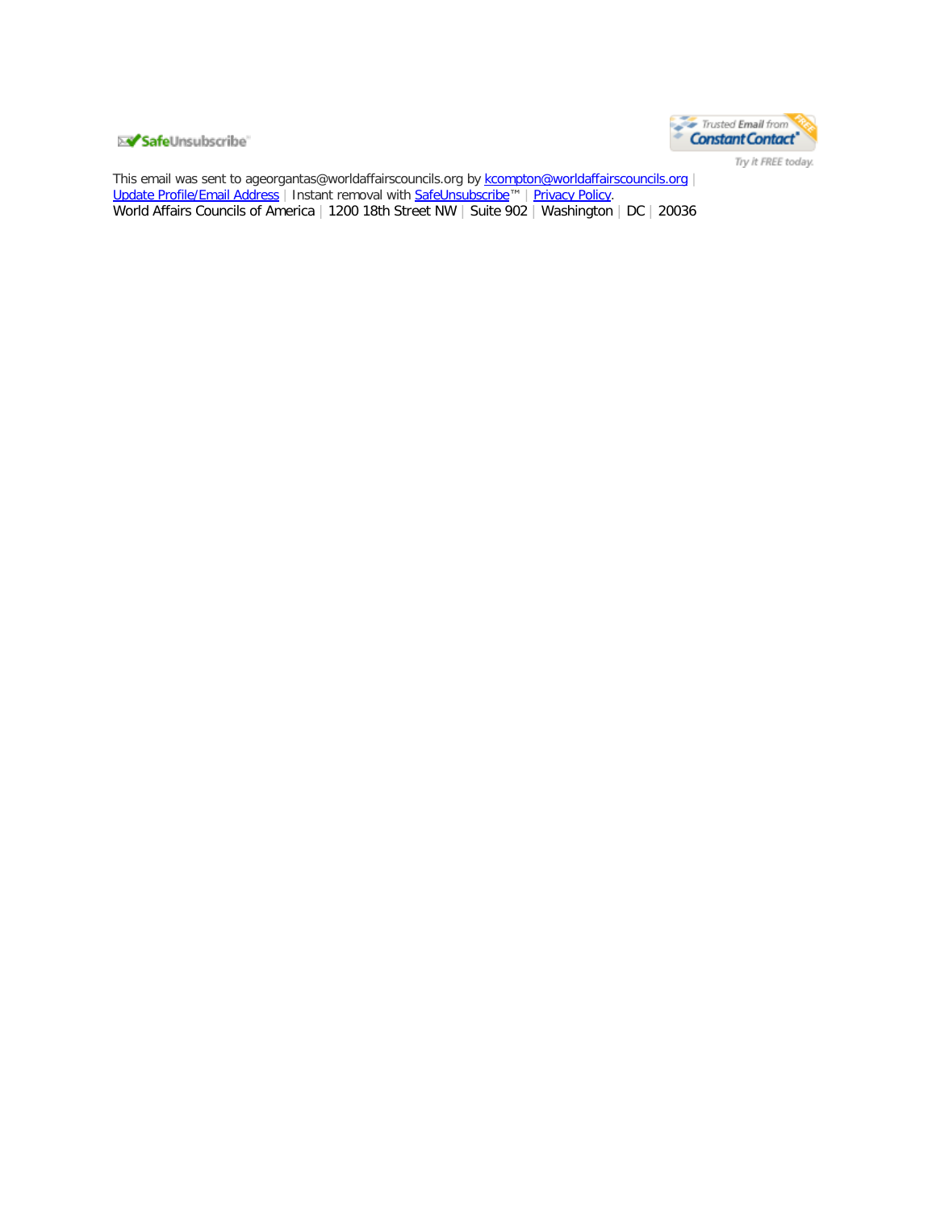SafeUnsubscribe

Trusted Email from Constant Contact

Try it FREE today.

This email was sent to ageorgantas@worldaffairscouncils.org by kcompton@worldaffairscouncils.org | Update Profile/Email Address | Instant removal with SafeUnsubscribe™ | Privacy Policy.
World Affairs Councils of America | 1200 18th Street NW | Suite 902 | Washington | DC | 20036